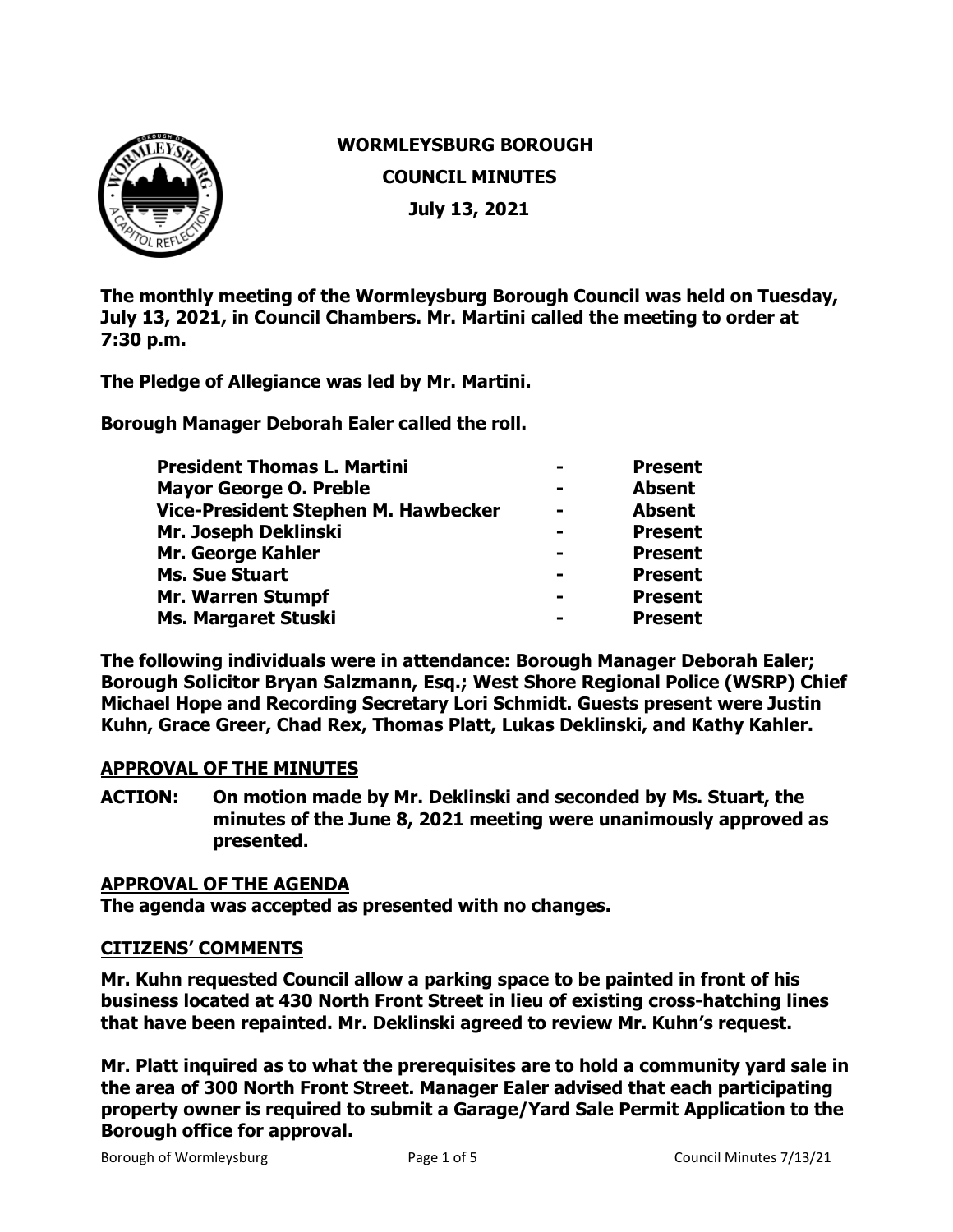# WORMLEYSBURG BOROUGH

## COUNCIL MINUTES

## July 13, 2021

**The monthly meeting of the Wormleysburg Borough Council was held on Tuesday, July 13, 2021, in Council Chambers. Mr. Martini called the meeting to order at 7:30 p.m.**

**The Pledge of Allegiance was led by Mr. Martini.**

**Borough Manager Deborah Ealer called the roll.**

| | | |
|---|---|---|
| **President Thomas L. Martini** | **-** | **Present** |
| **Mayor George O. Preble** | **-** | **Absent** |
| **Vice-President Stephen M. Hawbecker** | **-** | **Absent** |
| **Mr. Joseph Deklinski** | **-** | **Present** |
| **Mr. George Kahler** | **-** | **Present** |
| **Ms. Sue Stuart** | **-** | **Present** |
| **Mr. Warren Stumpf** | **-** | **Present** |
| **Ms. Margaret Stuski** | **-** | **Present** |

**The following individuals were in attendance: Borough Manager Deborah Ealer; Borough Solicitor Bryan Salzmann, Esq.; West Shore Regional Police (WSRP) Chief Michael Hope and Recording Secretary Lori Schmidt. Guests present were Justin Kuhn, Grace Greer, Chad Rex, Thomas Platt, Lukas Deklinski, and Kathy Kahler.**

## APPROVAL OF THE MINUTES

**ACTION: On motion made by Mr. Deklinski and seconded by Ms. Stuart, the minutes of the June 8, 2021 meeting were unanimously approved as presented.**

## APPROVAL OF THE AGENDA

**The agenda was accepted as presented with no changes.**

## CITIZENS' COMMENTS

**Mr. Kuhn requested Council allow a parking space to be painted in front of his business located at 430 North Front Street in lieu of existing cross-hatching lines that have been repainted. Mr. Deklinski agreed to review Mr. Kuhn's request.**

**Mr. Platt inquired as to what the prerequisites are to hold a community yard sale in the area of 300 North Front Street. Manager Ealer advised that each participating property owner is required to submit a Garage/Yard Sale Permit Application to the Borough office for approval.**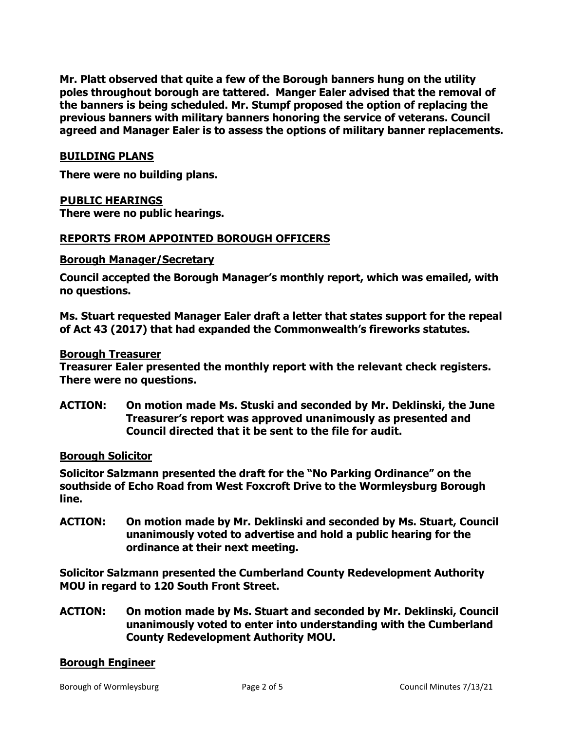**Mr. Platt observed that quite a few of the Borough banners hung on the utility poles throughout borough are tattered. Manger Ealer advised that the removal of the banners is being scheduled. Mr. Stumpf proposed the option of replacing the previous banners with military banners honoring the service of veterans. Council agreed and Manager Ealer is to assess the options of military banner replacements.**

## BUILDING PLANS

**There were no building plans.**

## PUBLIC HEARINGS

**There were no public hearings.**

## REPORTS FROM APPOINTED BOROUGH OFFICERS

### Borough Manager/Secretary

**Council accepted the Borough Manager's monthly report, which was emailed, with no questions.**

**Ms. Stuart requested Manager Ealer draft a letter that states support for the repeal of Act 43 (2017) that had expanded the Commonwealth's fireworks statutes.**

### Borough Treasurer

**Treasurer Ealer presented the monthly report with the relevant check registers. There were no questions.**

**ACTION: On motion made Ms. Stuski and seconded by Mr. Deklinski, the June Treasurer's report was approved unanimously as presented and Council directed that it be sent to the file for audit.**

### Borough Solicitor

**Solicitor Salzmann presented the draft for the "No Parking Ordinance" on the southside of Echo Road from West Foxcroft Drive to the Wormleysburg Borough line.**

**ACTION: On motion made by Mr. Deklinski and seconded by Ms. Stuart, Council unanimously voted to advertise and hold a public hearing for the ordinance at their next meeting.**

**Solicitor Salzmann presented the Cumberland County Redevelopment Authority MOU in regard to 120 South Front Street.**

**ACTION: On motion made by Ms. Stuart and seconded by Mr. Deklinski, Council unanimously voted to enter into understanding with the Cumberland County Redevelopment Authority MOU.**

### Borough Engineer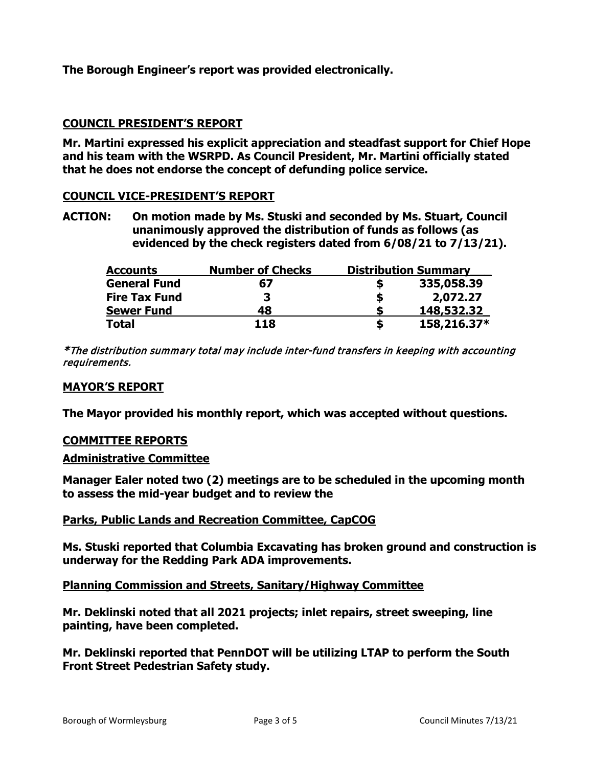**The Borough Engineer's report was provided electronically.**

## COUNCIL PRESIDENT'S REPORT

**Mr. Martini expressed his explicit appreciation and steadfast support for Chief Hope and his team with the WSRPD. As Council President, Mr. Martini officially stated that he does not endorse the concept of defunding police service.**

## COUNCIL VICE-PRESIDENT'S REPORT

**ACTION: On motion made by Ms. Stuski and seconded by Ms. Stuart, Council unanimously approved the distribution of funds as follows (as evidenced by the check registers dated from 6/08/21 to 7/13/21).**

| Accounts | Number of Checks | Distribution Summary |
|---|---|---|
| General Fund | 67 | $ 335,058.39 |
| Fire Tax Fund | 3 | $ 2,072.27 |
| Sewer Fund | 48 | $ 148,532.32 |
| Total | 118 | $ 158,216.37* |

*\*The distribution summary total may include inter-fund transfers in keeping with accounting requirements.*

## MAYOR'S REPORT

**The Mayor provided his monthly report, which was accepted without questions.**

## COMMITTEE REPORTS

### Administrative Committee

**Manager Ealer noted two (2) meetings are to be scheduled in the upcoming month to assess the mid-year budget and to review the**

### Parks, Public Lands and Recreation Committee, CapCOG

**Ms. Stuski reported that Columbia Excavating has broken ground and construction is underway for the Redding Park ADA improvements.**

### Planning Commission and Streets, Sanitary/Highway Committee

**Mr. Deklinski noted that all 2021 projects; inlet repairs, street sweeping, line painting, have been completed.**

**Mr. Deklinski reported that PennDOT will be utilizing LTAP to perform the South Front Street Pedestrian Safety study.**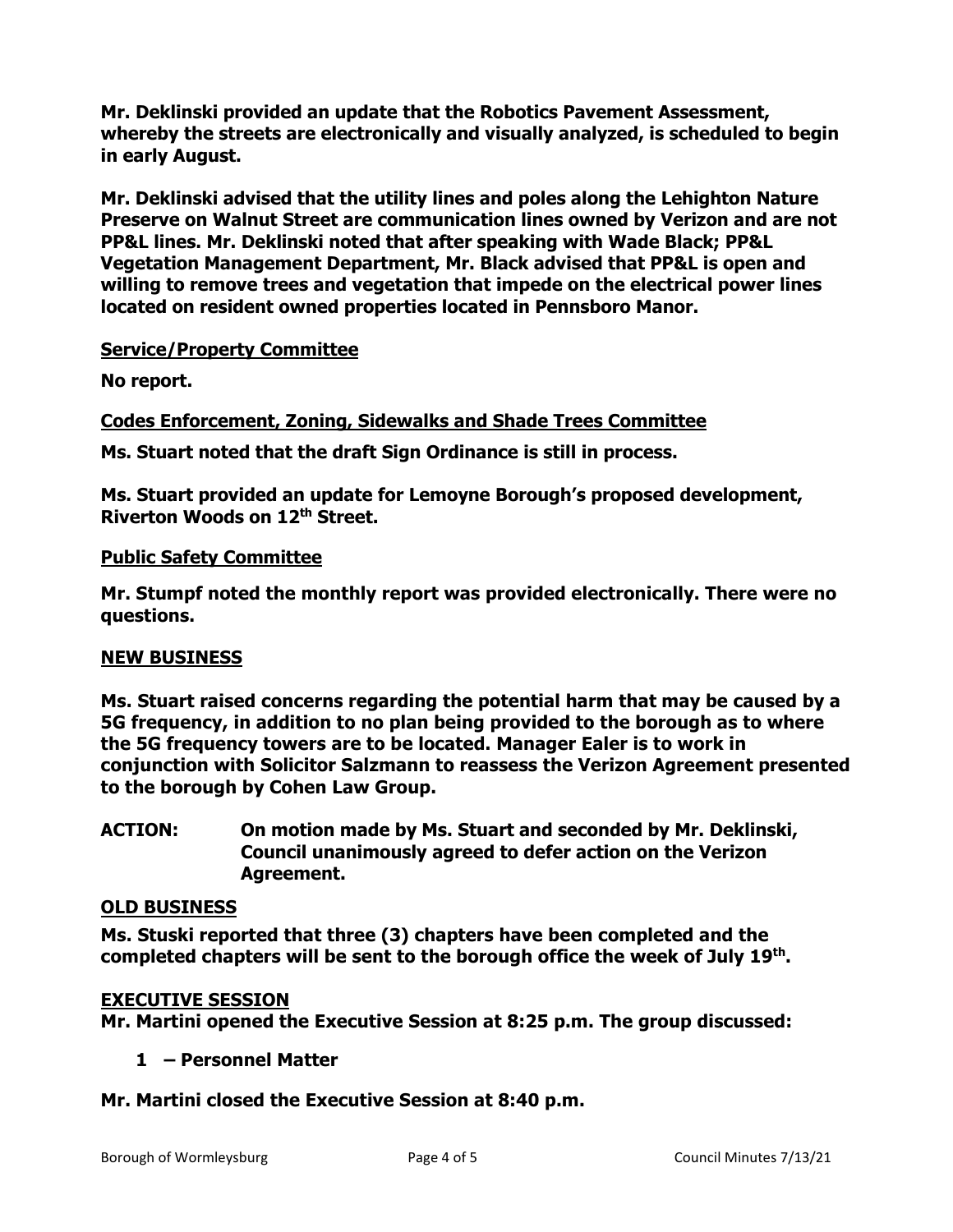**Mr. Deklinski provided an update that the Robotics Pavement Assessment, whereby the streets are electronically and visually analyzed, is scheduled to begin in early August.**

**Mr. Deklinski advised that the utility lines and poles along the Lehighton Nature Preserve on Walnut Street are communication lines owned by Verizon and are not PP&L lines. Mr. Deklinski noted that after speaking with Wade Black; PP&L Vegetation Management Department, Mr. Black advised that PP&L is open and willing to remove trees and vegetation that impede on the electrical power lines located on resident owned properties located in Pennsboro Manor.**

**Service/Property Committee**

**No report.**

**Codes Enforcement, Zoning, Sidewalks and Shade Trees Committee**

**Ms. Stuart noted that the draft Sign Ordinance is still in process.**

**Ms. Stuart provided an update for Lemoyne Borough's proposed development, Riverton Woods on 12th Street.**

**Public Safety Committee**

**Mr. Stumpf noted the monthly report was provided electronically. There were no questions.**

## NEW BUSINESS

**Ms. Stuart raised concerns regarding the potential harm that may be caused by a 5G frequency, in addition to no plan being provided to the borough as to where the 5G frequency towers are to be located. Manager Ealer is to work in conjunction with Solicitor Salzmann to reassess the Verizon Agreement presented to the borough by Cohen Law Group.**

**ACTION: On motion made by Ms. Stuart and seconded by Mr. Deklinski, Council unanimously agreed to defer action on the Verizon Agreement.**

## OLD BUSINESS

**Ms. Stuski reported that three (3) chapters have been completed and the completed chapters will be sent to the borough office the week of July 19th.**

## EXECUTIVE SESSION

**Mr. Martini opened the Executive Session at 8:25 p.m. The group discussed:**

**1 – Personnel Matter**

**Mr. Martini closed the Executive Session at 8:40 p.m.**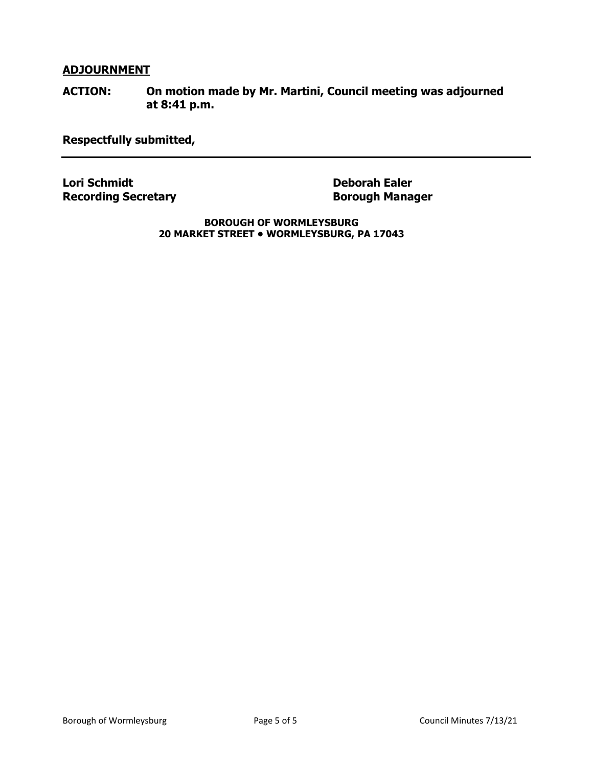## ADJOURNMENT

**ACTION: On motion made by Mr. Martini, Council meeting was adjourned at 8:41 p.m.**

**Respectfully submitted,**

---

**Lori Schmidt**
**Recording Secretary**

**Deborah Ealer**
**Borough Manager**

**BOROUGH OF WORMLEYSBURG**
**20 MARKET STREET • WORMLEYSBURG, PA 17043**